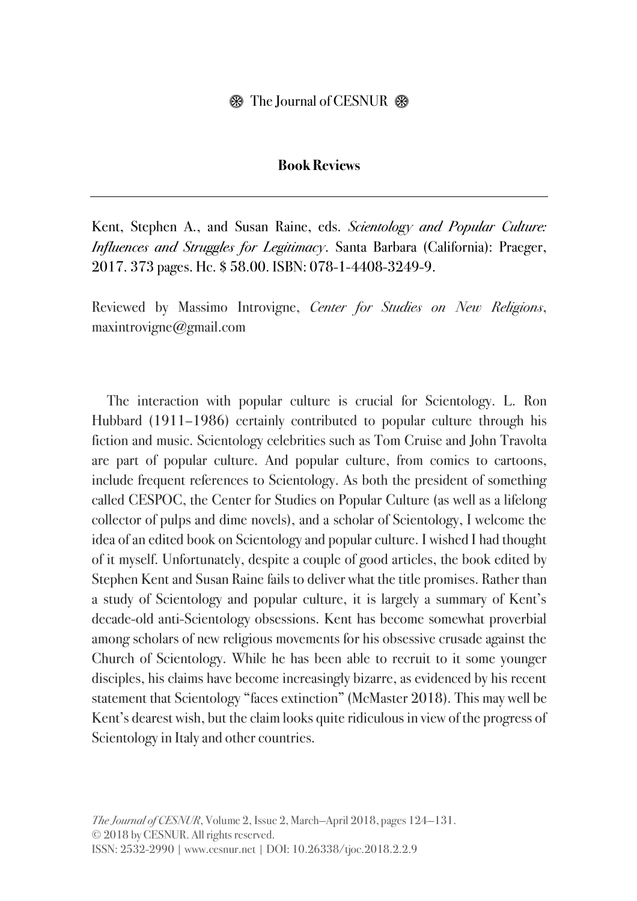## Book Reviews

Kent, Stephen A., and Susan Raine, eds. *Scientology and Popular Culture: Influences and Struggles for Legitimacy*. Santa Barbara (California): Praeger, 2017. 373 pages. Hc. $ 58.00. ISBN: 078-1-4408-3249-9.

Reviewed by Massimo Introvigne, *Center for Studies on New Religions*, maxintrovigne@gmail.com

The interaction with popular culture is crucial for Scientology. L. Ron Hubbard (1911–1986) certainly contributed to popular culture through his fiction and music. Scientology celebrities such as Tom Cruise and John Travolta are part of popular culture. And popular culture, from comics to cartoons, include frequent references to Scientology. As both the president of something called CESPOC, the Center for Studies on Popular Culture (as well as a lifelong collector of pulps and dime novels), and a scholar of Scientology, I welcome the idea of an edited book on Scientology and popular culture. I wished I had thought of it myself. Unfortunately, despite a couple of good articles, the book edited by Stephen Kent and Susan Raine fails to deliver what the title promises. Rather than a study of Scientology and popular culture, it is largely a summary of Kent's decade-old anti-Scientology obsessions. Kent has become somewhat proverbial among scholars of new religious movements for his obsessive crusade against the Church of Scientology. While he has been able to recruit to it some younger disciples, his claims have become increasingly bizarre, as evidenced by his recent statement that Scientology "faces extinction" (McMaster 2018). This may well be Kent's dearest wish, but the claim looks quite ridiculous in view of the progress of Scientology in Italy and other countries.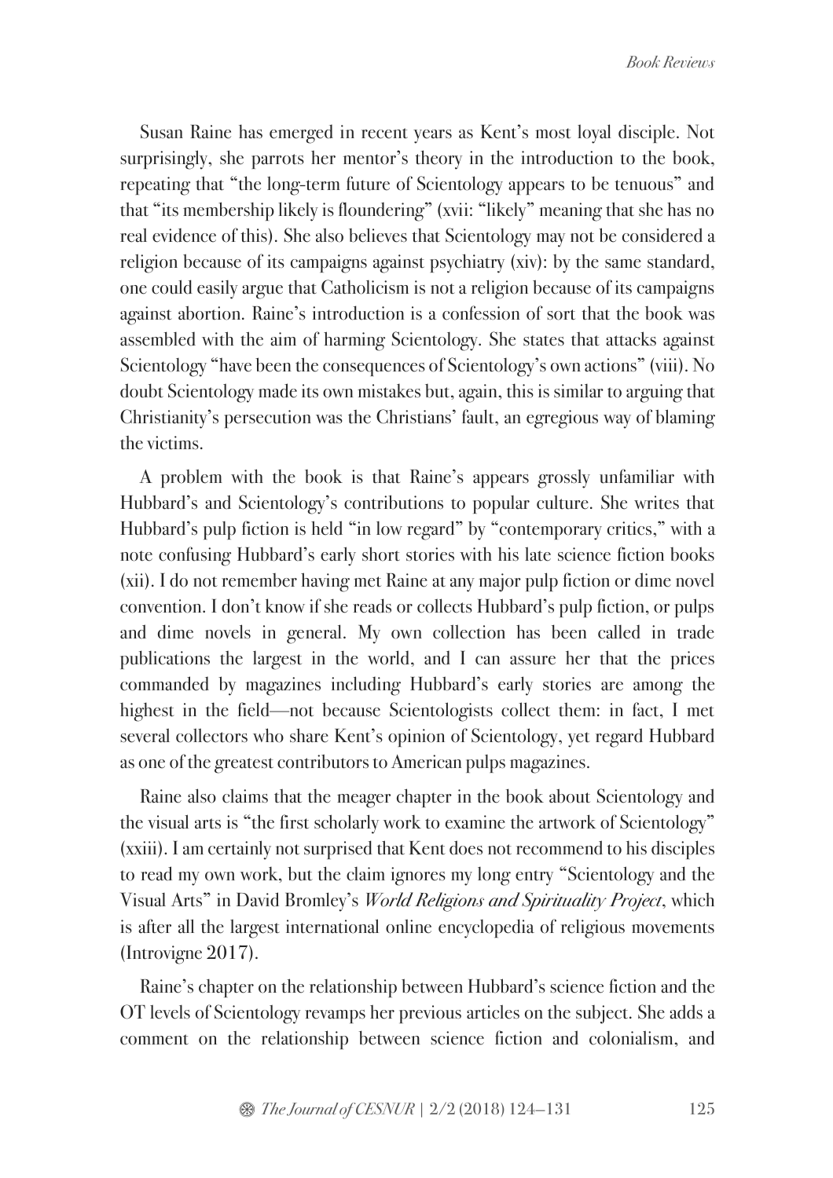Susan Raine has emerged in recent years as Kent's most loyal disciple. Not surprisingly, she parrots her mentor's theory in the introduction to the book, repeating that "the long-term future of Scientology appears to be tenuous" and that "its membership likely is floundering" (xvii: "likely" meaning that she has no real evidence of this). She also believes that Scientology may not be considered a religion because of its campaigns against psychiatry (xiv): by the same standard, one could easily argue that Catholicism is not a religion because of its campaigns against abortion. Raine's introduction is a confession of sort that the book was assembled with the aim of harming Scientology. She states that attacks against Scientology "have been the consequences of Scientology's own actions" (viii). No doubt Scientology made its own mistakes but, again, this is similar to arguing that Christianity's persecution was the Christians' fault, an egregious way of blaming the victims.

A problem with the book is that Raine's appears grossly unfamiliar with Hubbard's and Scientology's contributions to popular culture. She writes that Hubbard's pulp fiction is held "in low regard" by "contemporary critics," with a note confusing Hubbard's early short stories with his late science fiction books (xii). I do not remember having met Raine at any major pulp fiction or dime novel convention. I don't know if she reads or collects Hubbard's pulp fiction, or pulps and dime novels in general. My own collection has been called in trade publications the largest in the world, and I can assure her that the prices commanded by magazines including Hubbard's early stories are among the highest in the field—not because Scientologists collect them: in fact, I met several collectors who share Kent's opinion of Scientology, yet regard Hubbard as one of the greatest contributors to American pulps magazines.

Raine also claims that the meager chapter in the book about Scientology and the visual arts is "the first scholarly work to examine the artwork of Scientology" (xxiii). I am certainly not surprised that Kent does not recommend to his disciples to read my own work, but the claim ignores my long entry "Scientology and the Visual Arts" in David Bromley's *World Religions and Spirituality Project*, which is after all the largest international online encyclopedia of religious movements (Introvigne 2017).

Raine's chapter on the relationship between Hubbard's science fiction and the OT levels of Scientology revamps her previous articles on the subject. She adds a comment on the relationship between science fiction and colonialism, and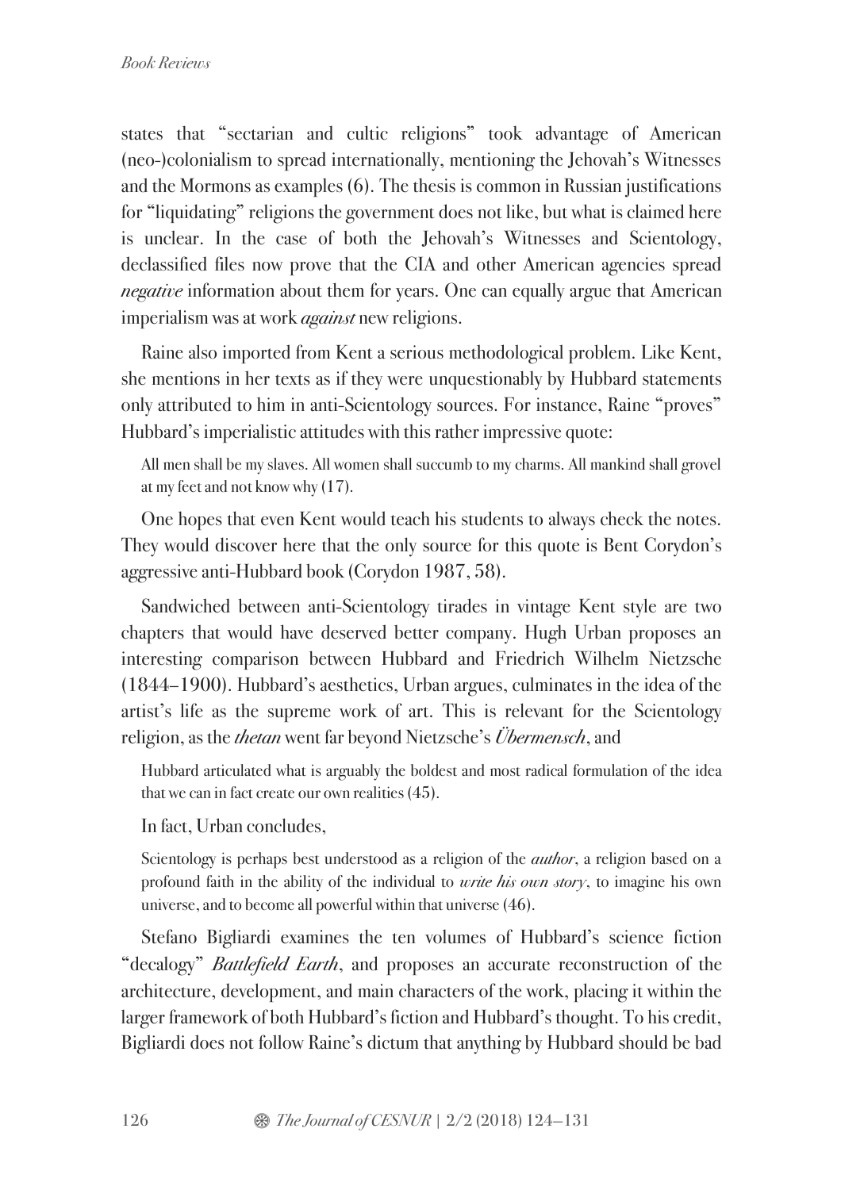states that "sectarian and cultic religions" took advantage of American (neo-)colonialism to spread internationally, mentioning the Jehovah's Witnesses and the Mormons as examples (6). The thesis is common in Russian justifications for "liquidating" religions the government does not like, but what is claimed here is unclear. In the case of both the Jehovah's Witnesses and Scientology, declassified files now prove that the CIA and other American agencies spread *negative* information about them for years. One can equally argue that American imperialism was at work *against* new religions.

Raine also imported from Kent a serious methodological problem. Like Kent, she mentions in her texts as if they were unquestionably by Hubbard statements only attributed to him in anti-Scientology sources. For instance, Raine "proves" Hubbard's imperialistic attitudes with this rather impressive quote:

> All men shall be my slaves. All women shall succumb to my charms. All mankind shall grovel at my feet and not know why (17).

One hopes that even Kent would teach his students to always check the notes. They would discover here that the only source for this quote is Bent Corydon's aggressive anti-Hubbard book (Corydon 1987, 58).

Sandwiched between anti-Scientology tirades in vintage Kent style are two chapters that would have deserved better company. Hugh Urban proposes an interesting comparison between Hubbard and Friedrich Wilhelm Nietzsche (1844–1900). Hubbard's aesthetics, Urban argues, culminates in the idea of the artist's life as the supreme work of art. This is relevant for the Scientology religion, as the *thetan* went far beyond Nietzsche's *Übermensch*, and

> Hubbard articulated what is arguably the boldest and most radical formulation of the idea that we can in fact create our own realities (45).

In fact, Urban concludes,

> Scientology is perhaps best understood as a religion of the *author*, a religion based on a profound faith in the ability of the individual to *write his own story*, to imagine his own universe, and to become all powerful within that universe (46).

Stefano Bigliardi examines the ten volumes of Hubbard's science fiction "decalogy" *Battlefield Earth*, and proposes an accurate reconstruction of the architecture, development, and main characters of the work, placing it within the larger framework of both Hubbard's fiction and Hubbard's thought. To his credit, Bigliardi does not follow Raine's dictum that anything by Hubbard should be bad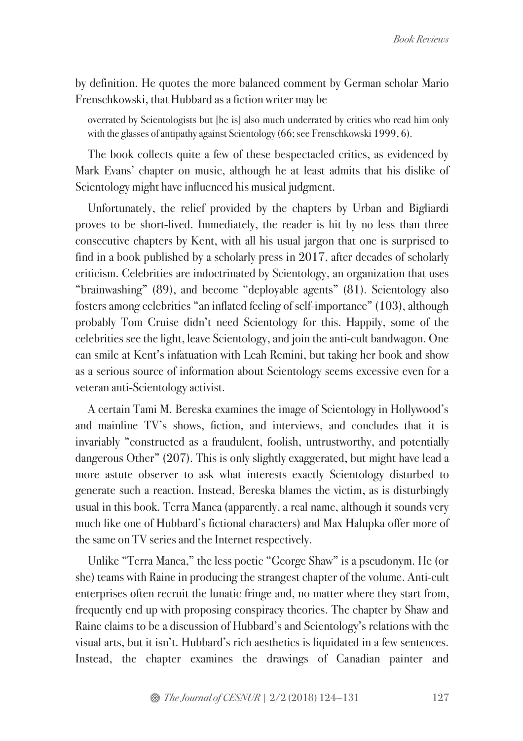by definition. He quotes the more balanced comment by German scholar Mario Frenschkowski, that Hubbard as a fiction writer may be

> overrated by Scientologists but [he is] also much underrated by critics who read him only with the glasses of antipathy against Scientology (66; see Frenschkowski 1999, 6).

The book collects quite a few of these bespectacled critics, as evidenced by Mark Evans' chapter on music, although he at least admits that his dislike of Scientology might have influenced his musical judgment.

Unfortunately, the relief provided by the chapters by Urban and Bigliardi proves to be short-lived. Immediately, the reader is hit by no less than three consecutive chapters by Kent, with all his usual jargon that one is surprised to find in a book published by a scholarly press in 2017, after decades of scholarly criticism. Celebrities are indoctrinated by Scientology, an organization that uses "brainwashing" (89), and become "deployable agents" (81). Scientology also fosters among celebrities "an inflated feeling of self-importance" (103), although probably Tom Cruise didn't need Scientology for this. Happily, some of the celebrities see the light, leave Scientology, and join the anti-cult bandwagon. One can smile at Kent's infatuation with Leah Remini, but taking her book and show as a serious source of information about Scientology seems excessive even for a veteran anti-Scientology activist.

A certain Tami M. Bereska examines the image of Scientology in Hollywood's and mainline TV's shows, fiction, and interviews, and concludes that it is invariably "constructed as a fraudulent, foolish, untrustworthy, and potentially dangerous Other" (207). This is only slightly exaggerated, but might have lead a more astute observer to ask what interests exactly Scientology disturbed to generate such a reaction. Instead, Bereska blames the victim, as is disturbingly usual in this book. Terra Manca (apparently, a real name, although it sounds very much like one of Hubbard's fictional characters) and Max Halupka offer more of the same on TV series and the Internet respectively.

Unlike "Terra Manca," the less poetic "George Shaw" is a pseudonym. He (or she) teams with Raine in producing the strangest chapter of the volume. Anti-cult enterprises often recruit the lunatic fringe and, no matter where they start from, frequently end up with proposing conspiracy theories. The chapter by Shaw and Raine claims to be a discussion of Hubbard's and Scientology's relations with the visual arts, but it isn't. Hubbard's rich aesthetics is liquidated in a few sentences. Instead, the chapter examines the drawings of Canadian painter and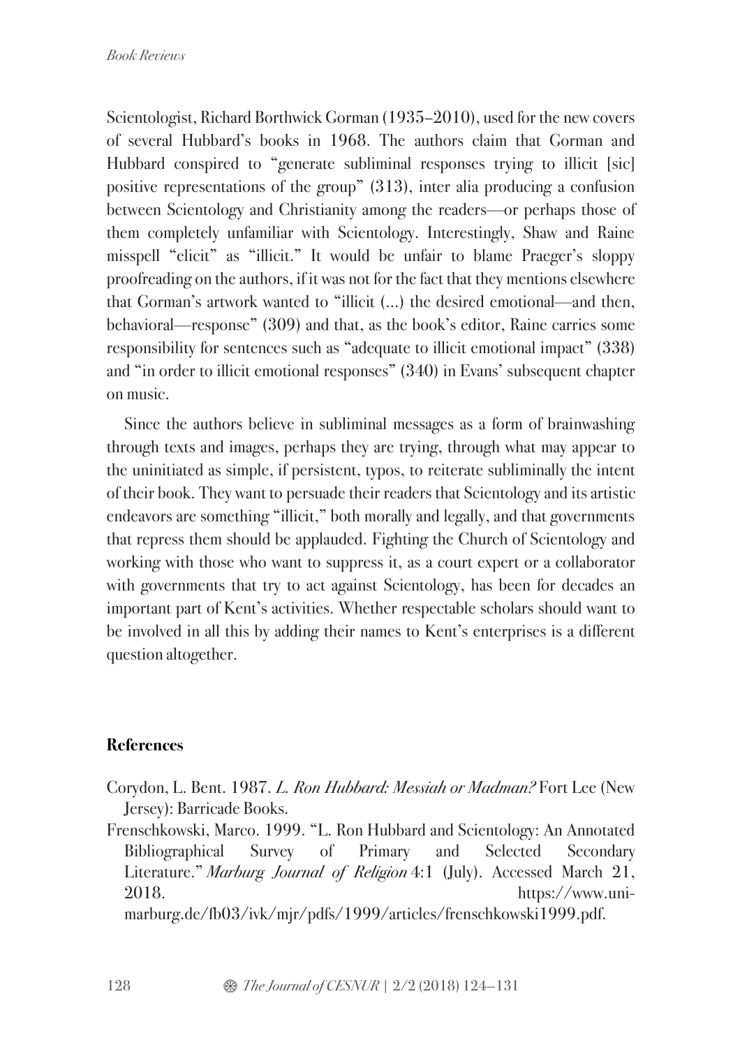Scientologist, Richard Borthwick Gorman (1935–2010), used for the new covers of several Hubbard's books in 1968. The authors claim that Gorman and Hubbard conspired to "generate subliminal responses trying to illicit [sic] positive representations of the group" (313), inter alia producing a confusion between Scientology and Christianity among the readers—or perhaps those of them completely unfamiliar with Scientology. Interestingly, Shaw and Raine misspell "elicit" as "illicit." It would be unfair to blame Praeger's sloppy proofreading on the authors, if it was not for the fact that they mentions elsewhere that Gorman's artwork wanted to "illicit (...) the desired emotional—and then, behavioral—response" (309) and that, as the book's editor, Raine carries some responsibility for sentences such as "adequate to illicit emotional impact" (338) and "in order to illicit emotional responses" (340) in Evans' subsequent chapter on music.

Since the authors believe in subliminal messages as a form of brainwashing through texts and images, perhaps they are trying, through what may appear to the uninitiated as simple, if persistent, typos, to reiterate subliminally the intent of their book. They want to persuade their readers that Scientology and its artistic endeavors are something "illicit," both morally and legally, and that governments that repress them should be applauded. Fighting the Church of Scientology and working with those who want to suppress it, as a court expert or a collaborator with governments that try to act against Scientology, has been for decades an important part of Kent's activities. Whether respectable scholars should want to be involved in all this by adding their names to Kent's enterprises is a different question altogether.

## References

Corydon, L. Bent. 1987. *L. Ron Hubbard: Messiah or Madman?* Fort Lee (New Jersey): Barricade Books.

Frenschkowski, Marco. 1999. "L. Ron Hubbard and Scientology: An Annotated Bibliographical Survey of Primary and Selected Secondary Literature." *Marburg Journal of Religion* 4:1 (July). Accessed March 21, 2018. https://www.uni-marburg.de/fb03/ivk/mjr/pdfs/1999/articles/frenschkowski1999.pdf.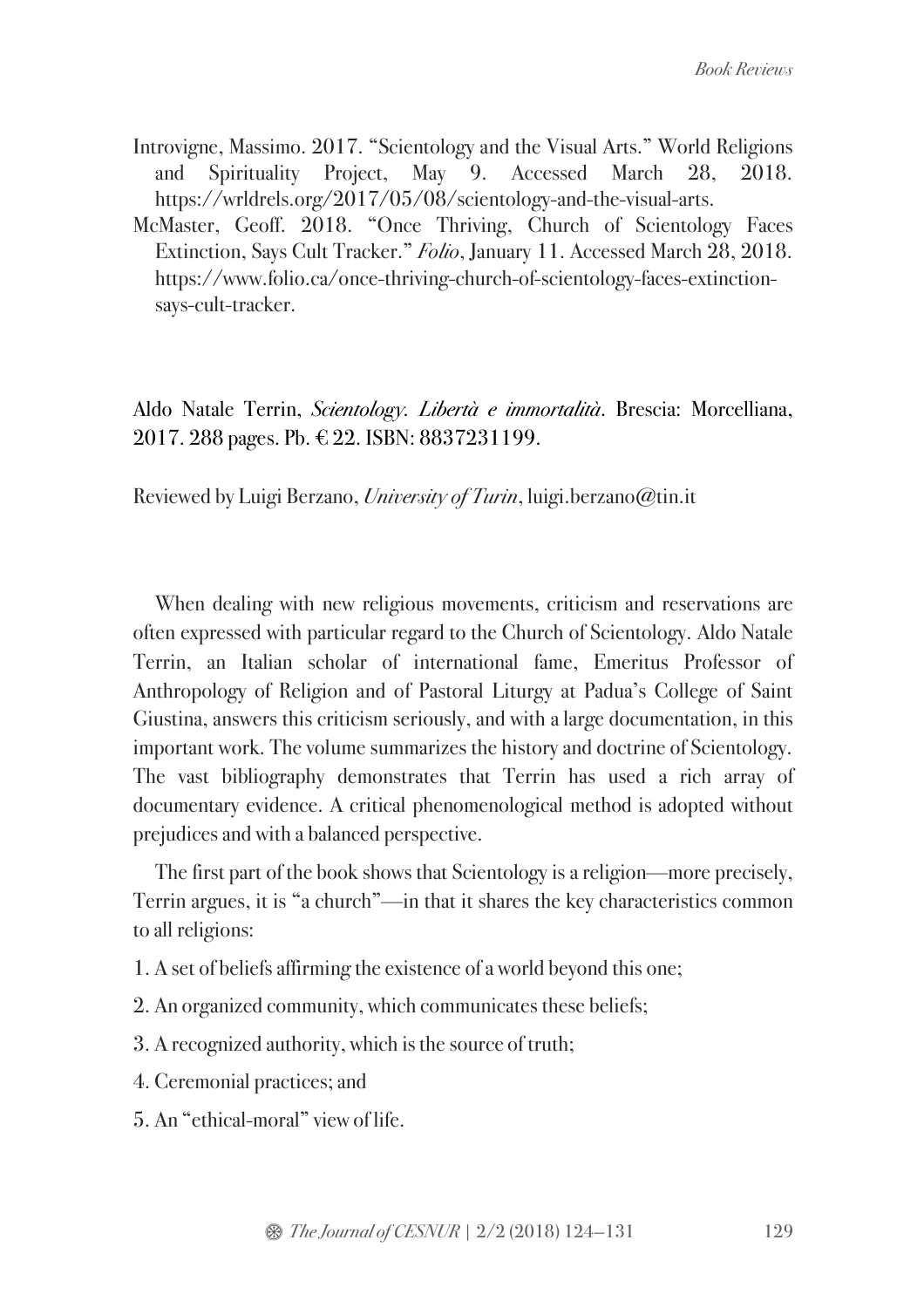Introvigne, Massimo. 2017. "Scientology and the Visual Arts." World Religions and Spirituality Project, May 9. Accessed March 28, 2018. https://wrldrels.org/2017/05/08/scientology-and-the-visual-arts.

McMaster, Geoff. 2018. "Once Thriving, Church of Scientology Faces Extinction, Says Cult Tracker." *Folio*, January 11. Accessed March 28, 2018. https://www.folio.ca/once-thriving-church-of-scientology-faces-extinction-says-cult-tracker.

Aldo Natale Terrin, *Scientology. Libertà e immortalità*. Brescia: Morcelliana, 2017. 288 pages. Pb. € 22. ISBN: 8837231199.

Reviewed by Luigi Berzano, *University of Turin*, luigi.berzano@tin.it

When dealing with new religious movements, criticism and reservations are often expressed with particular regard to the Church of Scientology. Aldo Natale Terrin, an Italian scholar of international fame, Emeritus Professor of Anthropology of Religion and of Pastoral Liturgy at Padua's College of Saint Giustina, answers this criticism seriously, and with a large documentation, in this important work. The volume summarizes the history and doctrine of Scientology. The vast bibliography demonstrates that Terrin has used a rich array of documentary evidence. A critical phenomenological method is adopted without prejudices and with a balanced perspective.

The first part of the book shows that Scientology is a religion—more precisely, Terrin argues, it is "a church"—in that it shares the key characteristics common to all religions:

1. A set of beliefs affirming the existence of a world beyond this one;

2. An organized community, which communicates these beliefs;

3. A recognized authority, which is the source of truth;

4. Ceremonial practices; and

5. An "ethical-moral" view of life.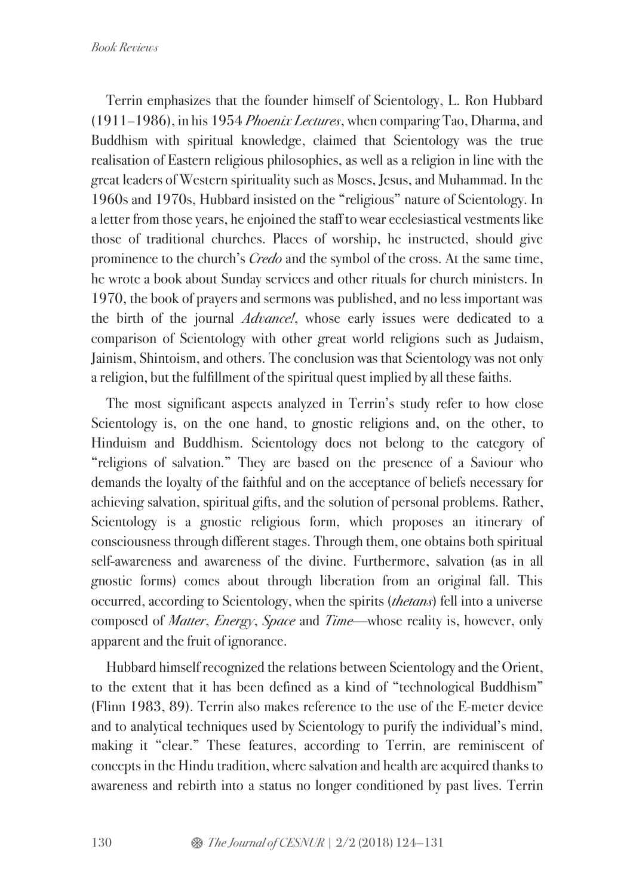Terrin emphasizes that the founder himself of Scientology, L. Ron Hubbard (1911–1986), in his 1954 *Phoenix Lectures*, when comparing Tao, Dharma, and Buddhism with spiritual knowledge, claimed that Scientology was the true realisation of Eastern religious philosophies, as well as a religion in line with the great leaders of Western spirituality such as Moses, Jesus, and Muhammad. In the 1960s and 1970s, Hubbard insisted on the "religious" nature of Scientology. In a letter from those years, he enjoined the staff to wear ecclesiastical vestments like those of traditional churches. Places of worship, he instructed, should give prominence to the church's *Credo* and the symbol of the cross. At the same time, he wrote a book about Sunday services and other rituals for church ministers. In 1970, the book of prayers and sermons was published, and no less important was the birth of the journal *Advance!*, whose early issues were dedicated to a comparison of Scientology with other great world religions such as Judaism, Jainism, Shintoism, and others. The conclusion was that Scientology was not only a religion, but the fulfillment of the spiritual quest implied by all these faiths.

The most significant aspects analyzed in Terrin's study refer to how close Scientology is, on the one hand, to gnostic religions and, on the other, to Hinduism and Buddhism. Scientology does not belong to the category of "religions of salvation." They are based on the presence of a Saviour who demands the loyalty of the faithful and on the acceptance of beliefs necessary for achieving salvation, spiritual gifts, and the solution of personal problems. Rather, Scientology is a gnostic religious form, which proposes an itinerary of consciousness through different stages. Through them, one obtains both spiritual self-awareness and awareness of the divine. Furthermore, salvation (as in all gnostic forms) comes about through liberation from an original fall. This occurred, according to Scientology, when the spirits (*thetans*) fell into a universe composed of *Matter*, *Energy*, *Space* and *Time*—whose reality is, however, only apparent and the fruit of ignorance.

Hubbard himself recognized the relations between Scientology and the Orient, to the extent that it has been defined as a kind of "technological Buddhism" (Flinn 1983, 89). Terrin also makes reference to the use of the E-meter device and to analytical techniques used by Scientology to purify the individual's mind, making it "clear." These features, according to Terrin, are reminiscent of concepts in the Hindu tradition, where salvation and health are acquired thanks to awareness and rebirth into a status no longer conditioned by past lives. Terrin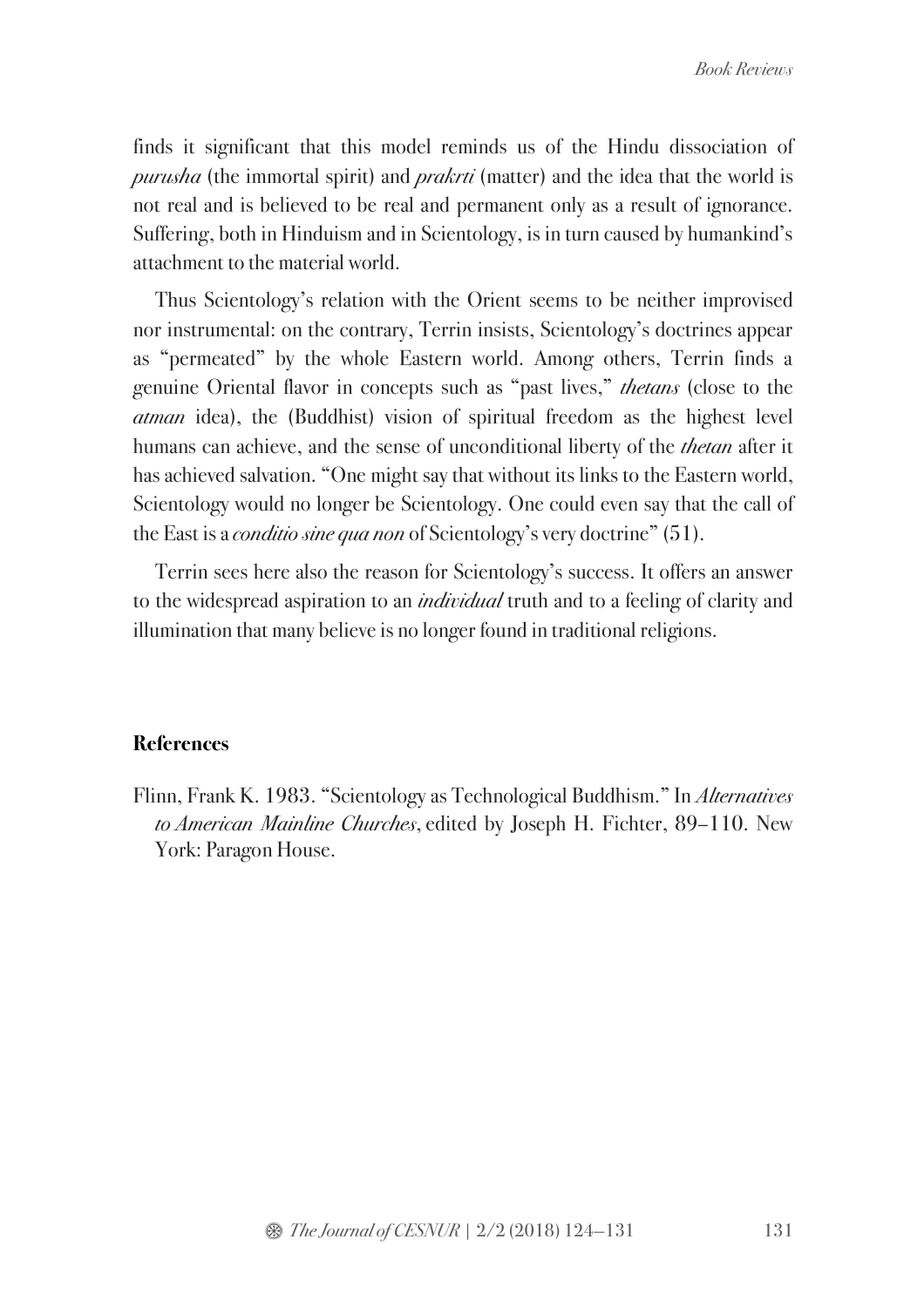finds it significant that this model reminds us of the Hindu dissociation of *purusha* (the immortal spirit) and *prakrti* (matter) and the idea that the world is not real and is believed to be real and permanent only as a result of ignorance. Suffering, both in Hinduism and in Scientology, is in turn caused by humankind's attachment to the material world.

Thus Scientology's relation with the Orient seems to be neither improvised nor instrumental: on the contrary, Terrin insists, Scientology's doctrines appear as "permeated" by the whole Eastern world. Among others, Terrin finds a genuine Oriental flavor in concepts such as "past lives," *thetans* (close to the *atman* idea), the (Buddhist) vision of spiritual freedom as the highest level humans can achieve, and the sense of unconditional liberty of the *thetan* after it has achieved salvation. "One might say that without its links to the Eastern world, Scientology would no longer be Scientology. One could even say that the call of the East is a *conditio sine qua non* of Scientology's very doctrine" (51).

Terrin sees here also the reason for Scientology's success. It offers an answer to the widespread aspiration to an *individual* truth and to a feeling of clarity and illumination that many believe is no longer found in traditional religions.

## References

Flinn, Frank K. 1983. "Scientology as Technological Buddhism." In *Alternatives to American Mainline Churches*, edited by Joseph H. Fichter, 89–110. New York: Paragon House.